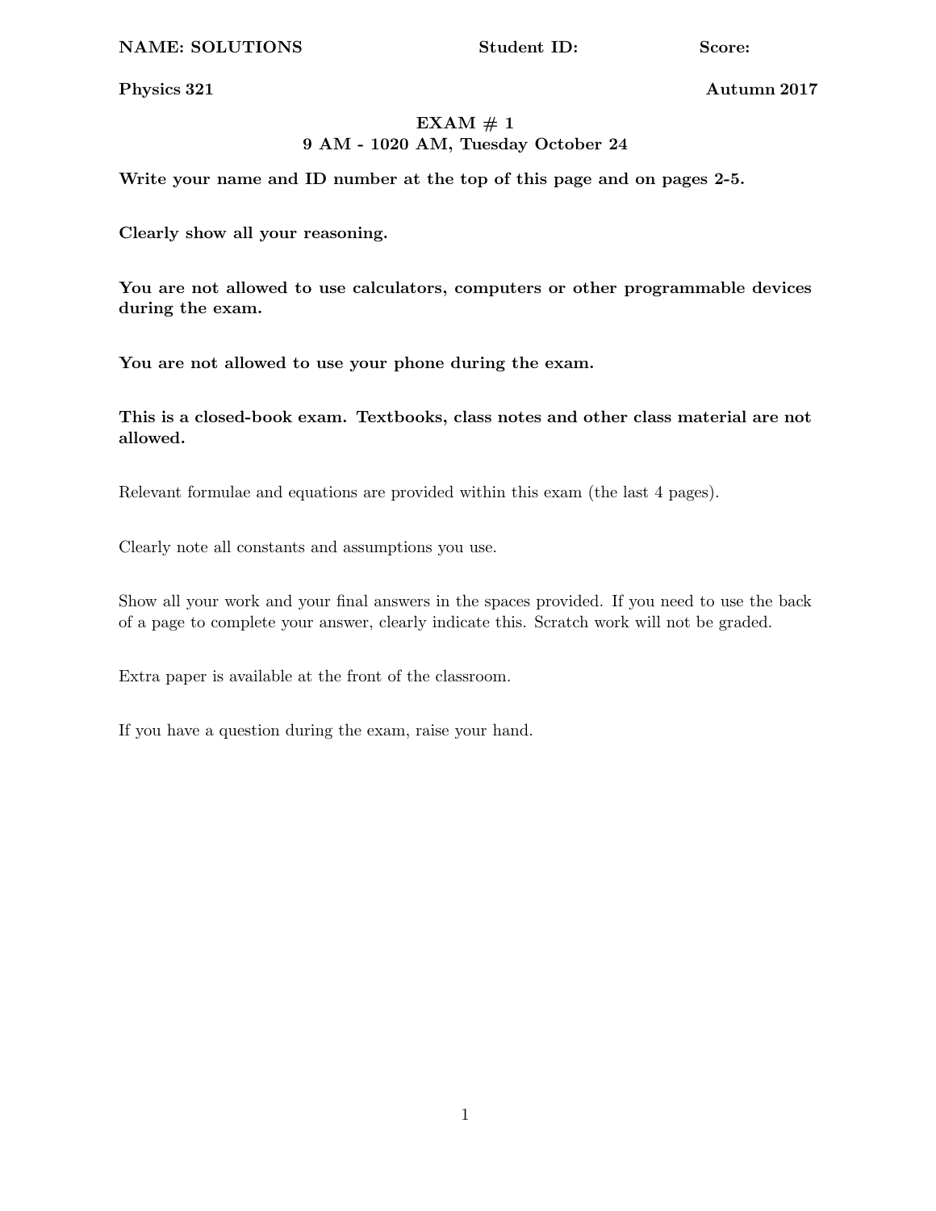**NAME: SOLUTIONS** **Student ID:** **Score:**

**Physics 321** **Autumn 2017**

# EXAM # 1

**9 AM - 1020 AM, Tuesday October 24**

**Write your name and ID number at the top of this page and on pages 2-5.**

**Clearly show all your reasoning.**

**You are not allowed to use calculators, computers or other programmable devices during the exam.**

**You are not allowed to use your phone during the exam.**

**This is a closed-book exam. Textbooks, class notes and other class material are not allowed.**

Relevant formulae and equations are provided within this exam (the last 4 pages).

Clearly note all constants and assumptions you use.

Show all your work and your final answers in the spaces provided. If you need to use the back of a page to complete your answer, clearly indicate this. Scratch work will not be graded.

Extra paper is available at the front of the classroom.

If you have a question during the exam, raise your hand.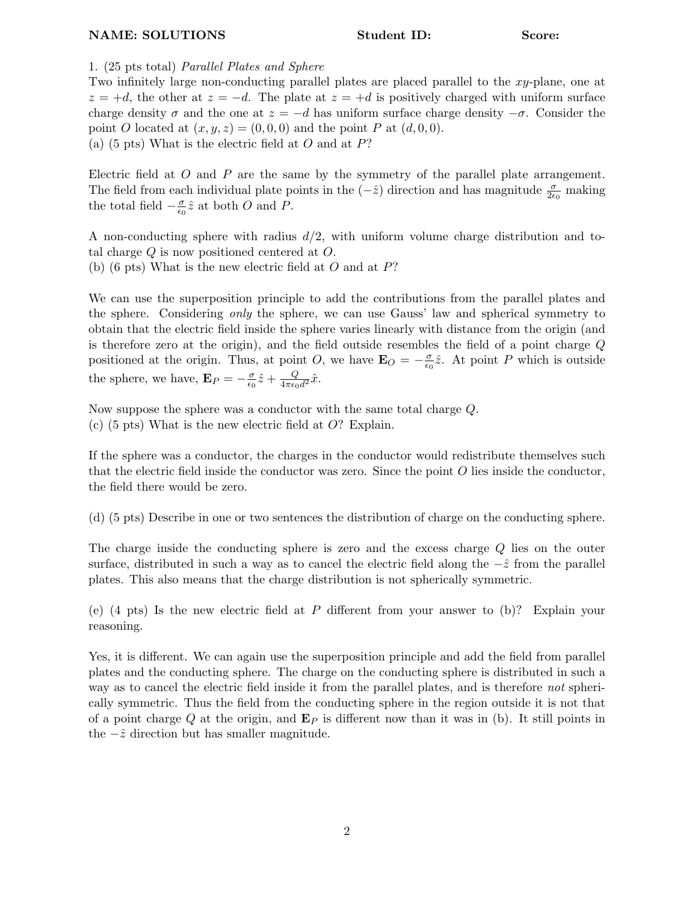**NAME: SOLUTIONS** **Student ID:** **Score:**

1. (25 pts total) *Parallel Plates and Sphere*

Two infinitely large non-conducting parallel plates are placed parallel to the $xy$-plane, one at $z = +d$, the other at $z = -d$. The plate at $z = +d$ is positively charged with uniform surface charge density $\sigma$ and the one at $z = -d$ has uniform surface charge density $-\sigma$. Consider the point $O$ located at $(x, y, z) = (0, 0, 0)$ and the point $P$ at $(d, 0, 0)$.

(a) (5 pts) What is the electric field at $O$ and at $P$?

Electric field at $O$ and $P$ are the same by the symmetry of the parallel plate arrangement. The field from each individual plate points in the $(-\hat{z})$ direction and has magnitude $\frac{\sigma}{2\epsilon_0}$ making the total field $-\frac{\sigma}{\epsilon_0}\hat{z}$ at both $O$ and $P$.

A non-conducting sphere with radius $d/2$, with uniform volume charge distribution and total charge $Q$ is now positioned centered at $O$.

(b) (6 pts) What is the new electric field at $O$ and at $P$?

We can use the superposition principle to add the contributions from the parallel plates and the sphere. Considering *only* the sphere, we can use Gauss' law and spherical symmetry to obtain that the electric field inside the sphere varies linearly with distance from the origin (and is therefore zero at the origin), and the field outside resembles the field of a point charge $Q$ positioned at the origin. Thus, at point $O$, we have $\mathbf{E}_O = -\frac{\sigma}{\epsilon_0}\hat{z}$. At point $P$ which is outside the sphere, we have, $\mathbf{E}_P = -\frac{\sigma}{\epsilon_0}\hat{z} + \frac{Q}{4\pi\epsilon_0 d^2}\hat{x}$.

Now suppose the sphere was a conductor with the same total charge $Q$.

(c) (5 pts) What is the new electric field at $O$? Explain.

If the sphere was a conductor, the charges in the conductor would redistribute themselves such that the electric field inside the conductor was zero. Since the point $O$ lies inside the conductor, the field there would be zero.

(d) (5 pts) Describe in one or two sentences the distribution of charge on the conducting sphere.

The charge inside the conducting sphere is zero and the excess charge $Q$ lies on the outer surface, distributed in such a way as to cancel the electric field along the $-\hat{z}$ from the parallel plates. This also means that the charge distribution is not spherically symmetric.

(e) (4 pts) Is the new electric field at $P$ different from your answer to (b)? Explain your reasoning.

Yes, it is different. We can again use the superposition principle and add the field from parallel plates and the conducting sphere. The charge on the conducting sphere is distributed in such a way as to cancel the electric field inside it from the parallel plates, and is therefore *not* spherically symmetric. Thus the field from the conducting sphere in the region outside it is not that of a point charge $Q$ at the origin, and $\mathbf{E}_P$ is different now than it was in (b). It still points in the $-\hat{z}$ direction but has smaller magnitude.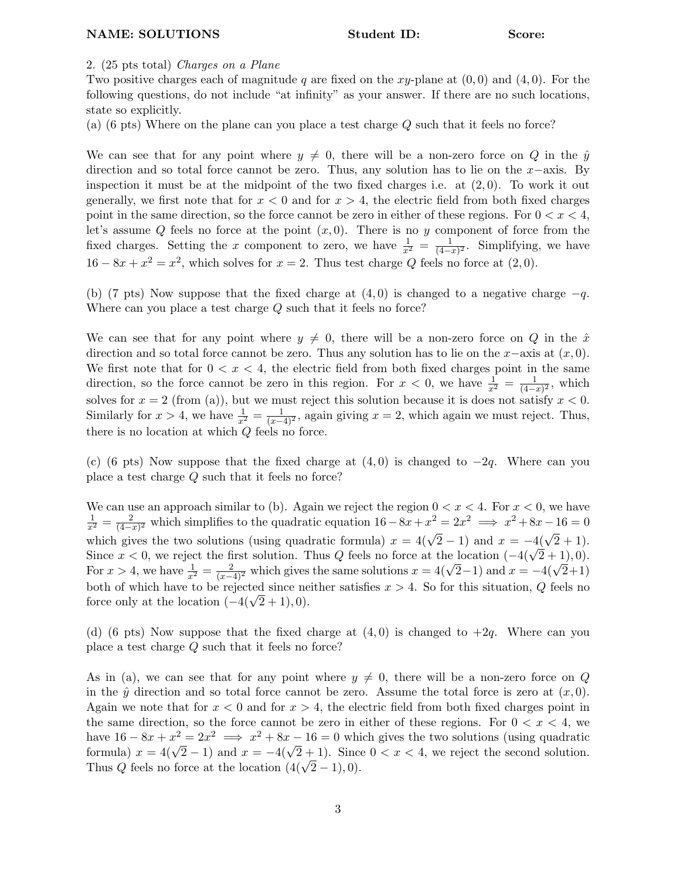**NAME: SOLUTIONS** **Student ID:** **Score:**

2. (25 pts total) *Charges on a Plane*

Two positive charges each of magnitude $q$ are fixed on the $xy$-plane at $(0, 0)$ and $(4, 0)$. For the following questions, do not include "at infinity" as your answer. If there are no such locations, state so explicitly.

(a) (6 pts) Where on the plane can you place a test charge $Q$ such that it feels no force?

We can see that for any point where $y \neq 0$, there will be a non-zero force on $Q$ in the $\hat{y}$ direction and so total force cannot be zero. Thus, any solution has to lie on the $x-$axis. By inspection it must be at the midpoint of the two fixed charges i.e. at $(2, 0)$. To work it out generally, we first note that for $x < 0$ and for $x > 4$, the electric field from both fixed charges point in the same direction, so the force cannot be zero in either of these regions. For $0 < x < 4$, let's assume $Q$ feels no force at the point $(x, 0)$. There is no $y$ component of force from the fixed charges. Setting the $x$ component to zero, we have $\frac{1}{x^2} = \frac{1}{(4-x)^2}$. Simplifying, we have $16 - 8x + x^2 = x^2$, which solves for $x = 2$. Thus test charge $Q$ feels no force at $(2, 0)$.

(b) (7 pts) Now suppose that the fixed charge at $(4, 0)$ is changed to a negative charge $-q$. Where can you place a test charge $Q$ such that it feels no force?

We can see that for any point where $y \neq 0$, there will be a non-zero force on $Q$ in the $\hat{x}$ direction and so total force cannot be zero. Thus any solution has to lie on the $x-$axis at $(x, 0)$. We first note that for $0 < x < 4$, the electric field from both fixed charges point in the same direction, so the force cannot be zero in this region. For $x < 0$, we have $\frac{1}{x^2} = \frac{1}{(4-x)^2}$, which solves for $x = 2$ (from (a)), but we must reject this solution because it is does not satisfy $x < 0$. Similarly for $x > 4$, we have $\frac{1}{x^2} = \frac{1}{(x-4)^2}$, again giving $x = 2$, which again we must reject. Thus, there is no location at which $Q$ feels no force.

(c) (6 pts) Now suppose that the fixed charge at $(4, 0)$ is changed to $-2q$. Where can you place a test charge $Q$ such that it feels no force?

We can use an approach similar to (b). Again we reject the region $0 < x < 4$. For $x < 0$, we have $\frac{1}{x^2} = \frac{2}{(4-x)^2}$ which simplifies to the quadratic equation $16 - 8x + x^2 = 2x^2 \implies x^2 + 8x - 16 = 0$ which gives the two solutions (using quadratic formula) $x = 4(\sqrt{2} - 1)$ and $x = -4(\sqrt{2} + 1)$. Since $x < 0$, we reject the first solution. Thus $Q$ feels no force at the location $(-4(\sqrt{2} + 1), 0)$. For $x > 4$, we have $\frac{1}{x^2} = \frac{2}{(x-4)^2}$ which gives the same solutions $x = 4(\sqrt{2} - 1)$ and $x = -4(\sqrt{2} + 1)$ both of which have to be rejected since neither satisfies $x > 4$. So for this situation, $Q$ feels no force only at the location $(-4(\sqrt{2} + 1), 0)$.

(d) (6 pts) Now suppose that the fixed charge at $(4, 0)$ is changed to $+2q$. Where can you place a test charge $Q$ such that it feels no force?

As in (a), we can see that for any point where $y \neq 0$, there will be a non-zero force on $Q$ in the $\hat{y}$ direction and so total force cannot be zero. Assume the total force is zero at $(x, 0)$. Again we note that for $x < 0$ and for $x > 4$, the electric field from both fixed charges point in the same direction, so the force cannot be zero in either of these regions. For $0 < x < 4$, we have $16 - 8x + x^2 = 2x^2 \implies x^2 + 8x - 16 = 0$ which gives the two solutions (using quadratic formula) $x = 4(\sqrt{2} - 1)$ and $x = -4(\sqrt{2} + 1)$. Since $0 < x < 4$, we reject the second solution. Thus $Q$ feels no force at the location $(4(\sqrt{2} - 1), 0)$.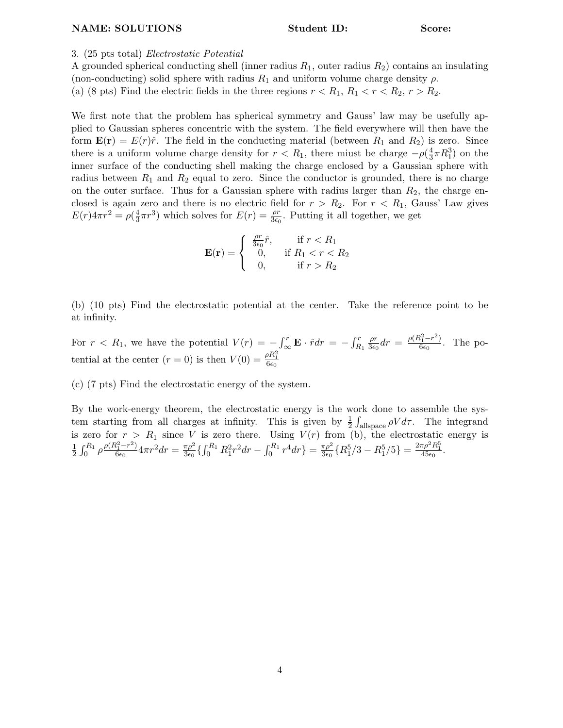**NAME: SOLUTIONS** **Student ID:** **Score:**

3. (25 pts total) *Electrostatic Potential*
A grounded spherical conducting shell (inner radius $R_1$, outer radius $R_2$) contains an insulating (non-conducting) solid sphere with radius $R_1$ and uniform volume charge density $\rho$.
(a) (8 pts) Find the electric fields in the three regions $r < R_1$, $R_1 < r < R_2$, $r > R_2$.

We first note that the problem has spherical symmetry and Gauss' law may be usefully applied to Gaussian spheres concentric with the system. The field everywhere will then have the form $\mathbf{E}(\mathbf{r}) = E(r)\hat{r}$. The field in the conducting material (between $R_1$ and $R_2$) is zero. Since there is a uniform volume charge density for $r < R_1$, there miust be charge $-\rho(\frac{4}{3}\pi R_1^3)$ on the inner surface of the conducting shell making the charge enclosed by a Gaussian sphere with radius between $R_1$ and $R_2$ equal to zero. Since the conductor is grounded, there is no charge on the outer surface. Thus for a Gaussian sphere with radius larger than $R_2$, the charge enclosed is again zero and there is no electric field for $r > R_2$. For $r < R_1$, Gauss' Law gives $E(r)4\pi r^2 = \rho(\frac{4}{3}\pi r^3)$ which solves for $E(r) = \frac{\rho r}{3\epsilon_0}$. Putting it all together, we get

$$\mathbf{E}(\mathbf{r}) = \begin{cases} \frac{\rho r}{3\epsilon_0}\hat{r}, & \text{if } r < R_1 \\ 0, & \text{if } R_1 < r < R_2 \\ 0, & \text{if } r > R_2 \end{cases}$$

(b) (10 pts) Find the electrostatic potential at the center. Take the reference point to be at infinity.

For $r < R_1$, we have the potential $V(r) = -\int_\infty^r \mathbf{E} \cdot \hat{r} dr = -\int_{R_1}^r \frac{\rho r}{3\epsilon_0} dr = \frac{\rho(R_1^2 - r^2)}{6\epsilon_0}$. The potential at the center ($r = 0$) is then $V(0) = \frac{\rho R_1^2}{6\epsilon_0}$

(c) (7 pts) Find the electrostatic energy of the system.

By the work-energy theorem, the electrostatic energy is the work done to assemble the system starting from all charges at infinity. This is given by $\frac{1}{2}\int_{\text{allspace}} \rho V d\tau$. The integrand is zero for $r > R_1$ since $V$ is zero there. Using $V(r)$ from (b), the electrostatic energy is $\frac{1}{2}\int_0^{R_1} \rho \frac{\rho(R_1^2 - r^2)}{6\epsilon_0} 4\pi r^2 dr = \frac{\pi\rho^2}{3\epsilon_0}\{\int_0^{R_1} R_1^2 r^2 dr - \int_0^{R_1} r^4 dr\} = \frac{\pi\rho^2}{3\epsilon_0}\{R_1^5/3 - R_1^5/5\} = \frac{2\pi\rho^2 R_1^5}{45\epsilon_0}$.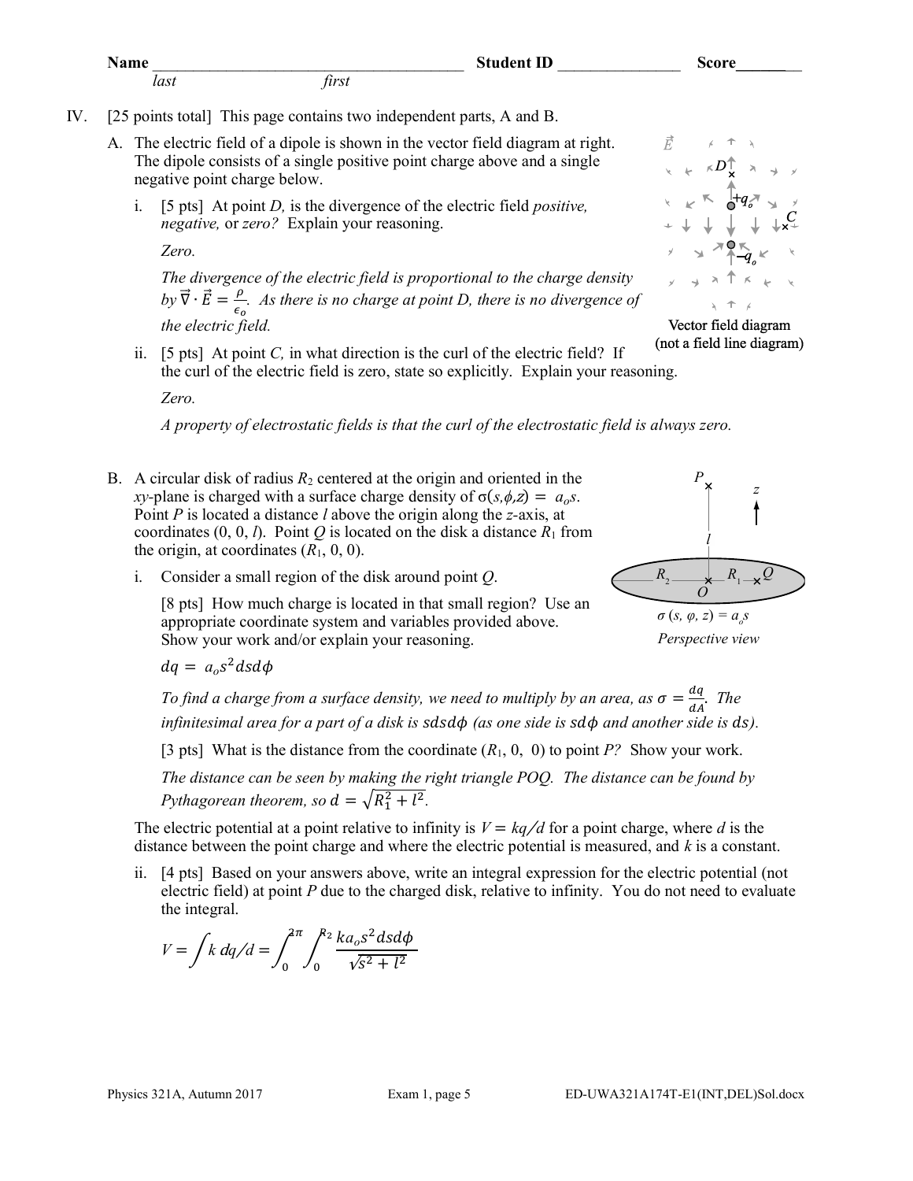Name ______________________________________ Student ID _______________ Score________
*last* *first*

IV. [25 points total] This page contains two independent parts, A and B.

A. The electric field of a dipole is shown in the vector field diagram at right. The dipole consists of a single positive point charge above and a single negative point charge below.

$\vec{E}$

$D$

$+q_o$

$C$

$-q_o$

Vector field diagram
(not a field line diagram)

i. [5 pts] At point *D,* is the divergence of the electric field *positive, negative,* or *zero?* Explain your reasoning.

*Zero.*

*The divergence of the electric field is proportional to the charge density by* $\vec{\nabla} \cdot \vec{E} = \frac{\rho}{\epsilon_o}$*. As there is no charge at point D, there is no divergence of the electric field.*

ii. [5 pts] At point *C,* in what direction is the curl of the electric field? If the curl of the electric field is zero, state so explicitly. Explain your reasoning.

*Zero.*

*A property of electrostatic fields is that the curl of the electrostatic field is always zero.*

B. A circular disk of radius $R_2$ centered at the origin and oriented in the *xy*-plane is charged with a surface charge density of $\sigma(s,\phi,z) = a_o s$. Point *P* is located a distance *l* above the origin along the *z*-axis, at coordinates $(0, 0, l)$. Point *Q* is located on the disk a distance $R_1$ from the origin, at coordinates $(R_1, 0, 0)$.

$P$

$z$

$l$

$R_2$

$R_1$

$Q$

$O$

$\sigma(s, \varphi, z) = a_o s$

*Perspective view*

i. Consider a small region of the disk around point *Q*.

[8 pts] How much charge is located in that small region? Use an appropriate coordinate system and variables provided above. Show your work and/or explain your reasoning.

$dq = a_o s^2 ds d\phi$

*To find a charge from a surface density, we need to multiply by an area, as* $\sigma = \frac{dq}{dA}$*. The infinitesimal area for a part of a disk is* $s ds d\phi$ *(as one side is* $s d\phi$ *and another side is* $ds$*).*

[3 pts] What is the distance from the coordinate $(R_1, 0, 0)$ to point *P?* Show your work.

*The distance can be seen by making the right triangle POQ. The distance can be found by Pythagorean theorem, so* $d = \sqrt{R_1^2 + l^2}$.

The electric potential at a point relative to infinity is $V = kq/d$ for a point charge, where *d* is the distance between the point charge and where the electric potential is measured, and *k* is a constant.

ii. [4 pts] Based on your answers above, write an integral expression for the electric potential (not electric field) at point *P* due to the charged disk, relative to infinity. You do not need to evaluate the integral.

$$V = \int k \, dq/d = \int_0^{2\pi} \int_0^{R_2} \frac{k a_o s^2 ds d\phi}{\sqrt{s^2 + l^2}}$$